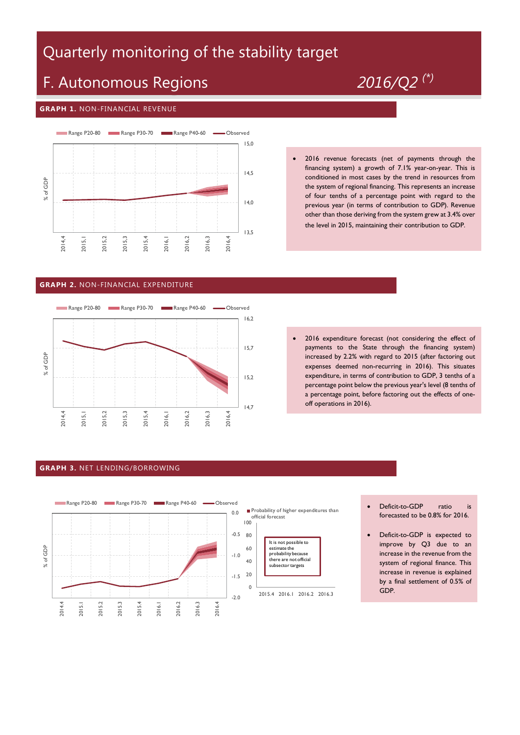# Quarterly monitoring of the stability target

## F. Autonomous Regions

*2016/Q2 (*)*

### GRAPH 1. NON-FINANCIAL REVENUE

Range P20-80 | Range P30-70 | Range P40-60 | Observed

% of GDP

15,0
14,5
14,0
13,5

2014,4 2015,1 2015,2 2015,3 2015,4 2016,1 2016,2 2016,3 2016,4

- 2016 revenue forecasts (net of payments through the financing system) a growth of 7.1% year-on-year. This is conditioned in most cases by the trend in resources from the system of regional financing. This represents an increase of four tenths of a percentage point with regard to the previous year (in terms of contribution to GDP). Revenue other than those deriving from the system grew at 3.4% over the level in 2015, maintaining their contribution to GDP.

### GRAPH 2. NON-FINANCIAL EXPENDITURE

Range P20-80 | Range P30-70 | Range P40-60 | Observed

% of GDP

16,2
15,7
15,2
14,7

2014,4 2015,1 2015,2 2015,3 2015,4 2016,1 2016,2 2016,3 2016,4

- 2016 expenditure forecast (not considering the effect of payments to the State through the financing system) increased by 2.2% with regard to 2015 (after factoring out expenses deemed non-recurring in 2016). This situates expenditure, in terms of contribution to GDP, 3 tenths of a percentage point below the previous year's level (8 tenths of a percentage point, before factoring out the effects of one-off operations in 2016).

### GRAPH 3. NET LENDING/BORROWING

Range P20-80 | Range P30-70 | Range P40-60 | Observed

% of GDP

0.0
-0.5
-1.0
-1.5
-2.0

2014.4 2015.1 2015.2 2015.3 2015.4 2016.1 2016.2 2016.3 2016.4

Probability of higher expenditures than official forecast

100
80
60
40
20
0

2015.4 2016.1 2016.2 2016.3

It is not possible to estimate the probability because there are not official subsector targets

- Deficit-to-GDP ratio is forecasted to be 0.8% for 2016.
- Deficit-to-GDP is expected to improve by Q3 due to an increase in the revenue from the system of regional finance. This increase in revenue is explained by a final settlement of 0.5% of GDP.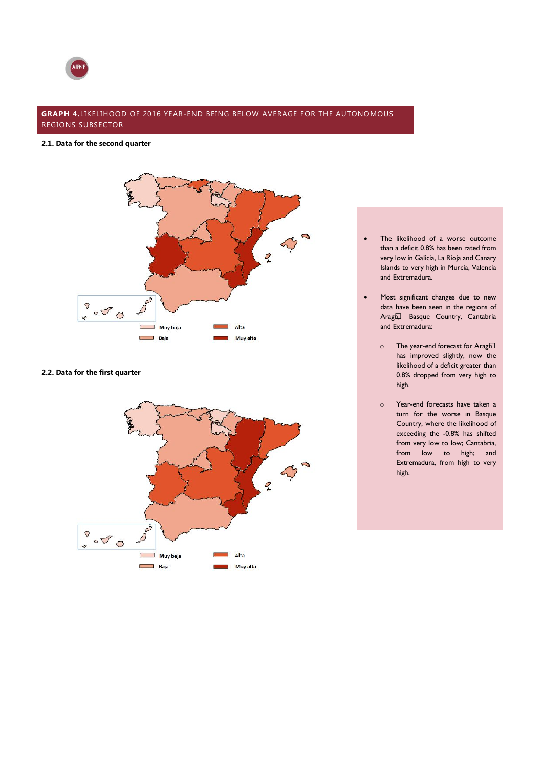**GRAPH 4.** LIKELIHOOD OF 2016 YEAR-END BEING BELOW AVERAGE FOR THE AUTONOMOUS REGIONS SUBSECTOR

**2.1. Data for the second quarter**

Muy baja
Baja
Alta
Muy alta

**2.2. Data for the first quarter**

Muy baja
Baja
Alta
Muy alta

- The likelihood of a worse outcome than a deficit 0.8% has been rated from very low in Galicia, La Rioja and Canary Islands to very high in Murcia, Valencia and Extremadura.
- Most significant changes due to new data have been seen in the regions of Aragón, Basque Country, Cantabria and Extremadura:
  - The year-end forecast for Aragón has improved slightly, now the likelihood of a deficit greater than 0.8% dropped from very high to high.
  - Year-end forecasts have taken a turn for the worse in Basque Country, where the likelihood of exceeding the -0.8% has shifted from very low to low; Cantabria, from low to high; and Extremadura, from high to very high.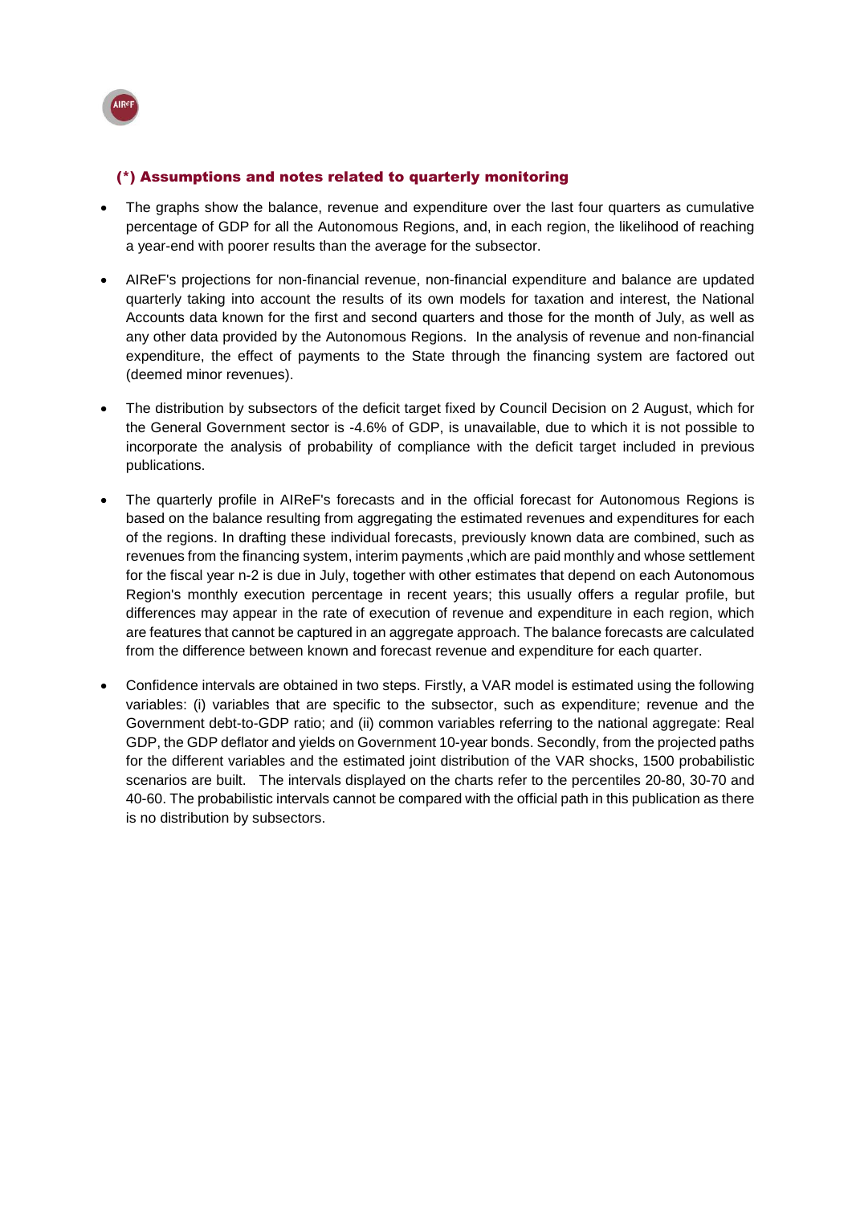### (*) Assumptions and notes related to quarterly monitoring

- The graphs show the balance, revenue and expenditure over the last four quarters as cumulative percentage of GDP for all the Autonomous Regions, and, in each region, the likelihood of reaching a year-end with poorer results than the average for the subsector.
- AIReF's projections for non-financial revenue, non-financial expenditure and balance are updated quarterly taking into account the results of its own models for taxation and interest, the National Accounts data known for the first and second quarters and those for the month of July, as well as any other data provided by the Autonomous Regions. In the analysis of revenue and non-financial expenditure, the effect of payments to the State through the financing system are factored out (deemed minor revenues).
- The distribution by subsectors of the deficit target fixed by Council Decision on 2 August, which for the General Government sector is -4.6% of GDP, is unavailable, due to which it is not possible to incorporate the analysis of probability of compliance with the deficit target included in previous publications.
- The quarterly profile in AIReF's forecasts and in the official forecast for Autonomous Regions is based on the balance resulting from aggregating the estimated revenues and expenditures for each of the regions. In drafting these individual forecasts, previously known data are combined, such as revenues from the financing system, interim payments ,which are paid monthly and whose settlement for the fiscal year n-2 is due in July, together with other estimates that depend on each Autonomous Region's monthly execution percentage in recent years; this usually offers a regular profile, but differences may appear in the rate of execution of revenue and expenditure in each region, which are features that cannot be captured in an aggregate approach. The balance forecasts are calculated from the difference between known and forecast revenue and expenditure for each quarter.
- Confidence intervals are obtained in two steps. Firstly, a VAR model is estimated using the following variables: (i) variables that are specific to the subsector, such as expenditure; revenue and the Government debt-to-GDP ratio; and (ii) common variables referring to the national aggregate: Real GDP, the GDP deflator and yields on Government 10-year bonds. Secondly, from the projected paths for the different variables and the estimated joint distribution of the VAR shocks, 1500 probabilistic scenarios are built. The intervals displayed on the charts refer to the percentiles 20-80, 30-70 and 40-60. The probabilistic intervals cannot be compared with the official path in this publication as there is no distribution by subsectors.